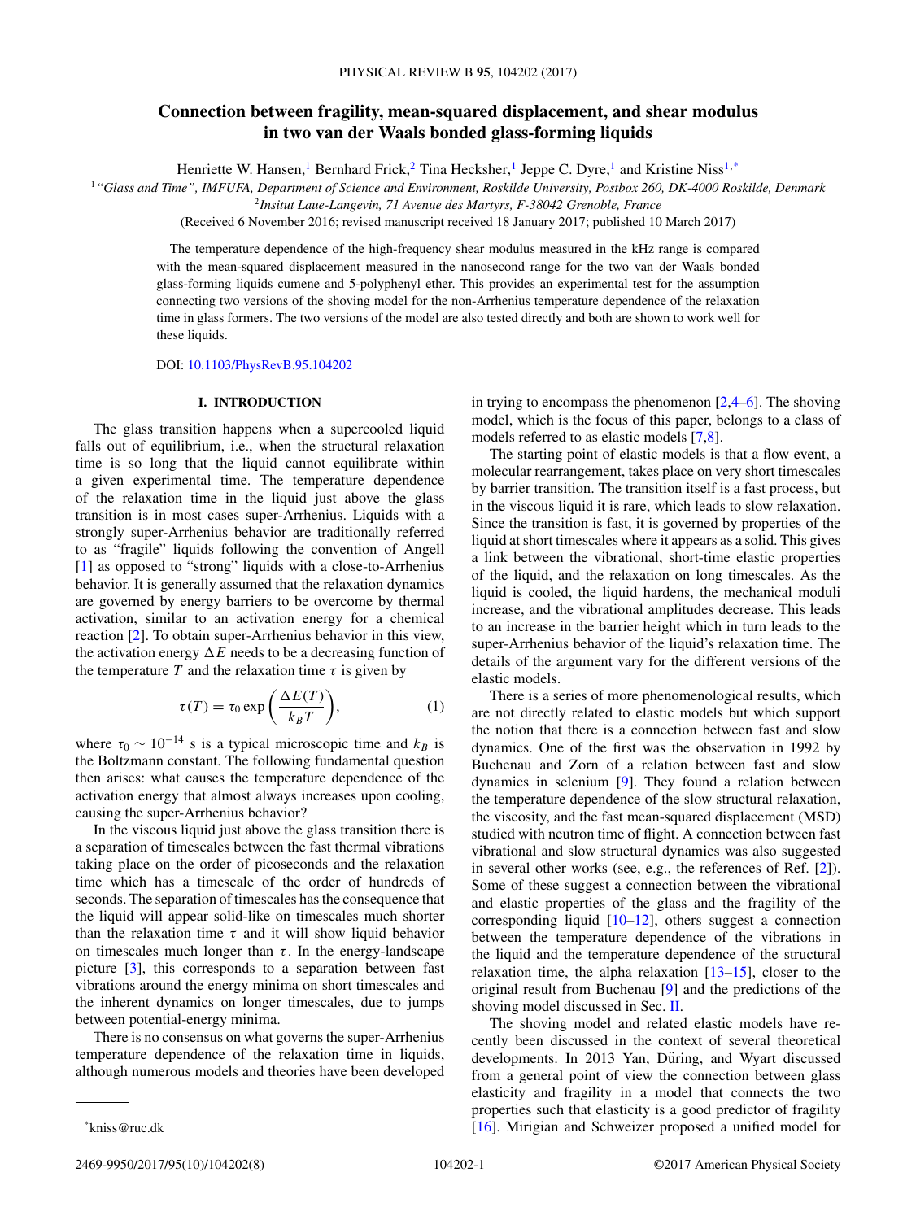# Connection between fragility, mean-squared displacement, and shear modulus in two van der Waals bonded glass-forming liquids

Henriette W. Hansen,[1] Bernhard Frick,[2] Tina Hecksher,[1] Jeppe C. Dyre,[1] and Kristine Niss[1,*]

[1] *"Glass and Time", IMFUFA, Department of Science and Environment, Roskilde University, Postbox 260, DK-4000 Roskilde, Denmark*
[2] *Insitut Laue-Langevin, 71 Avenue des Martyrs, F-38042 Grenoble, France*

(Received 6 November 2016; revised manuscript received 18 January 2017; published 10 March 2017)

The temperature dependence of the high-frequency shear modulus measured in the kHz range is compared with the mean-squared displacement measured in the nanosecond range for the two van der Waals bonded glass-forming liquids cumene and 5-polyphenyl ether. This provides an experimental test for the assumption connecting two versions of the shoving model for the non-Arrhenius temperature dependence of the relaxation time in glass formers. The two versions of the model are also tested directly and both are shown to work well for these liquids.

DOI: 10.1103/PhysRevB.95.104202

## I. INTRODUCTION

The glass transition happens when a supercooled liquid falls out of equilibrium, i.e., when the structural relaxation time is so long that the liquid cannot equilibrate within a given experimental time. The temperature dependence of the relaxation time in the liquid just above the glass transition is in most cases super-Arrhenius. Liquids with a strongly super-Arrhenius behavior are traditionally referred to as "fragile" liquids following the convention of Angell [1] as opposed to "strong" liquids with a close-to-Arrhenius behavior. It is generally assumed that the relaxation dynamics are governed by energy barriers to be overcome by thermal activation, similar to an activation energy for a chemical reaction [2]. To obtain super-Arrhenius behavior in this view, the activation energy $\Delta E$ needs to be a decreasing function of the temperature $T$ and the relaxation time $\tau$ is given by

$$\tau(T) = \tau_0 \exp\left(\frac{\Delta E(T)}{k_B T}\right), \tag{1}$$

where $\tau_0 \sim 10^{-14}$ s is a typical microscopic time and $k_B$ is the Boltzmann constant. The following fundamental question then arises: what causes the temperature dependence of the activation energy that almost always increases upon cooling, causing the super-Arrhenius behavior?

In the viscous liquid just above the glass transition there is a separation of timescales between the fast thermal vibrations taking place on the order of picoseconds and the relaxation time which has a timescale of the order of hundreds of seconds. The separation of timescales has the consequence that the liquid will appear solid-like on timescales much shorter than the relaxation time $\tau$ and it will show liquid behavior on timescales much longer than $\tau$. In the energy-landscape picture [3], this corresponds to a separation between fast vibrations around the energy minima on short timescales and the inherent dynamics on longer timescales, due to jumps between potential-energy minima.

There is no consensus on what governs the super-Arrhenius temperature dependence of the relaxation time in liquids, although numerous models and theories have been developed in trying to encompass the phenomenon [2,4–6]. The shoving model, which is the focus of this paper, belongs to a class of models referred to as elastic models [7,8].

The starting point of elastic models is that a flow event, a molecular rearrangement, takes place on very short timescales by barrier transition. The transition itself is a fast process, but in the viscous liquid it is rare, which leads to slow relaxation. Since the transition is fast, it is governed by properties of the liquid at short timescales where it appears as a solid. This gives a link between the vibrational, short-time elastic properties of the liquid and the relaxation on long timescales. As the liquid is cooled, the liquid hardens, the mechanical moduli increase, and the vibrational amplitudes decrease. This leads to an increase in the barrier height which in turn leads to the super-Arrhenius behavior of the liquid's relaxation time. The details of the argument vary for the different versions of the elastic models.

There is a series of more phenomenological results, which are not directly related to elastic models but which support the notion that there is a connection between fast and slow dynamics. One of the first was the observation in 1992 by Buchenau and Zorn of a relation between fast and slow dynamics in selenium [9]. They found a relation between the temperature dependence of the slow structural relaxation, the viscosity, and the fast mean-squared displacement (MSD) studied with neutron time of flight. A connection between fast vibrational and slow structural dynamics was also suggested in several other works (see, e.g., the references of Ref. [2]). Some of these suggest a connection between the vibrational and elastic properties of the glass and the fragility of the corresponding liquid [10–12], others suggest a connection between the temperature dependence of the vibrations in the liquid and the temperature dependence of the structural relaxation time, the alpha relaxation [13–15], closer to the original result from Buchenau [9] and the predictions of the shoving model discussed in Sec. II.

The shoving model and related elastic models have recently been discussed in the context of several theoretical developments. In 2013 Yan, Düring, and Wyart discussed from a general point of view the connection between glass elasticity and fragility in a model that connects the two properties such that elasticity is a good predictor of fragility [16]. Mirigian and Schweizer proposed a unified model for

*kniss@ruc.dk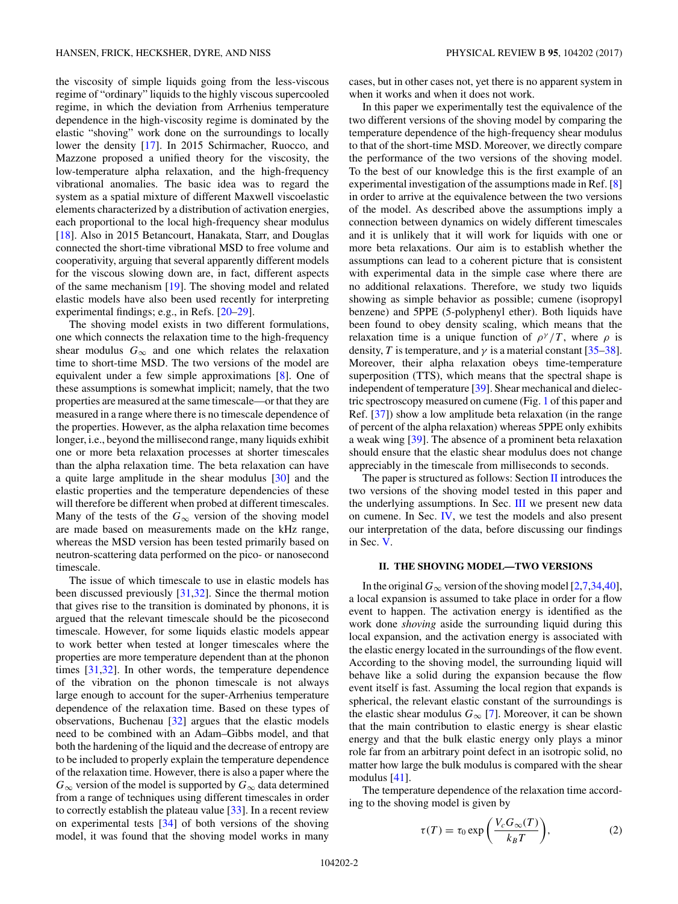the viscosity of simple liquids going from the less-viscous regime of "ordinary" liquids to the highly viscous supercooled regime, in which the deviation from Arrhenius temperature dependence in the high-viscosity regime is dominated by the elastic "shoving" work done on the surroundings to locally lower the density [17]. In 2015 Schirmacher, Ruocco, and Mazzone proposed a unified theory for the viscosity, the low-temperature alpha relaxation, and the high-frequency vibrational anomalies. The basic idea was to regard the system as a spatial mixture of different Maxwell viscoelastic elements characterized by a distribution of activation energies, each proportional to the local high-frequency shear modulus [18]. Also in 2015 Betancourt, Hanakata, Starr, and Douglas connected the short-time vibrational MSD to free volume and cooperativity, arguing that several apparently different models for the viscous slowing down are, in fact, different aspects of the same mechanism [19]. The shoving model and related elastic models have also been used recently for interpreting experimental findings; e.g., in Refs. [20–29].

The shoving model exists in two different formulations, one which connects the relaxation time to the high-frequency shear modulus $G_\infty$ and one which relates the relaxation time to short-time MSD. The two versions of the model are equivalent under a few simple approximations [8]. One of these assumptions is somewhat implicit; namely, that the two properties are measured at the same timescale—or that they are measured in a range where there is no timescale dependence of the properties. However, as the alpha relaxation time becomes longer, i.e., beyond the millisecond range, many liquids exhibit one or more beta relaxation processes at shorter timescales than the alpha relaxation time. The beta relaxation can have a quite large amplitude in the shear modulus [30] and the elastic properties and the temperature dependencies of these will therefore be different when probed at different timescales. Many of the tests of the $G_\infty$ version of the shoving model are made based on measurements made on the kHz range, whereas the MSD version has been tested primarily based on neutron-scattering data performed on the pico- or nanosecond timescale.

The issue of which timescale to use in elastic models has been discussed previously [31,32]. Since the thermal motion that gives rise to the transition is dominated by phonons, it is argued that the relevant timescale should be the picosecond timescale. However, for some liquids elastic models appear to work better when tested at longer timescales where the properties are more temperature dependent than at the phonon times [31,32]. In other words, the temperature dependence of the vibration on the phonon timescale is not always large enough to account for the super-Arrhenius temperature dependence of the relaxation time. Based on these types of observations, Buchenau [32] argues that the elastic models need to be combined with an Adam–Gibbs model, and that both the hardening of the liquid and the decrease of entropy are to be included to properly explain the temperature dependence of the relaxation time. However, there is also a paper where the $G_\infty$ version of the model is supported by $G_\infty$ data determined from a range of techniques using different timescales in order to correctly establish the plateau value [33]. In a recent review on experimental tests [34] of both versions of the shoving model, it was found that the shoving model works in many cases, but in other cases not, yet there is no apparent system in when it works and when it does not work.

In this paper we experimentally test the equivalence of the two different versions of the shoving model by comparing the temperature dependence of the high-frequency shear modulus to that of the short-time MSD. Moreover, we directly compare the performance of the two versions of the shoving model. To the best of our knowledge this is the first example of an experimental investigation of the assumptions made in Ref. [8] in order to arrive at the equivalence between the two versions of the model. As described above the assumptions imply a connection between dynamics on widely different timescales and it is unlikely that it will work for liquids with one or more beta relaxations. Our aim is to establish whether the assumptions can lead to a coherent picture that is consistent with experimental data in the simple case where there are no additional relaxations. Therefore, we study two liquids showing as simple behavior as possible; cumene (isopropyl benzene) and 5PPE (5-polyphenyl ether). Both liquids have been found to obey density scaling, which means that the relaxation time is a unique function of $\rho^\gamma/T$, where $\rho$ is density, $T$ is temperature, and $\gamma$ is a material constant [35–38]. Moreover, their alpha relaxation obeys time-temperature superposition (TTS), which means that the spectral shape is independent of temperature [39]. Shear mechanical and dielectric spectroscopy measured on cumene (Fig. 1 of this paper and Ref. [37]) show a low amplitude beta relaxation (in the range of percent of the alpha relaxation) whereas 5PPE only exhibits a weak wing [39]. The absence of a prominent beta relaxation should ensure that the elastic shear modulus does not change appreciably in the timescale from milliseconds to seconds.

The paper is structured as follows: Section II introduces the two versions of the shoving model tested in this paper and the underlying assumptions. In Sec. III we present new data on cumene. In Sec. IV, we test the models and also present our interpretation of the data, before discussing our findings in Sec. V.

## II. THE SHOVING MODEL—TWO VERSIONS

In the original $G_\infty$ version of the shoving model [2,7,34,40], a local expansion is assumed to take place in order for a flow event to happen. The activation energy is identified as the work done *shoving* aside the surrounding liquid during this local expansion, and the activation energy is associated with the elastic energy located in the surroundings of the flow event. According to the shoving model, the surrounding liquid will behave like a solid during the expansion because the flow event itself is fast. Assuming the local region that expands is spherical, the relevant elastic constant of the surroundings is the elastic shear modulus $G_\infty$ [7]. Moreover, it can be shown that the main contribution to elastic energy is shear elastic energy and that the bulk elastic energy only plays a minor role far from an arbitrary point defect in an isotropic solid, no matter how large the bulk modulus is compared with the shear modulus [41].

The temperature dependence of the relaxation time according to the shoving model is given by

$$\tau(T) = \tau_0 \exp\left(\frac{V_c G_\infty(T)}{k_B T}\right), \tag{2}$$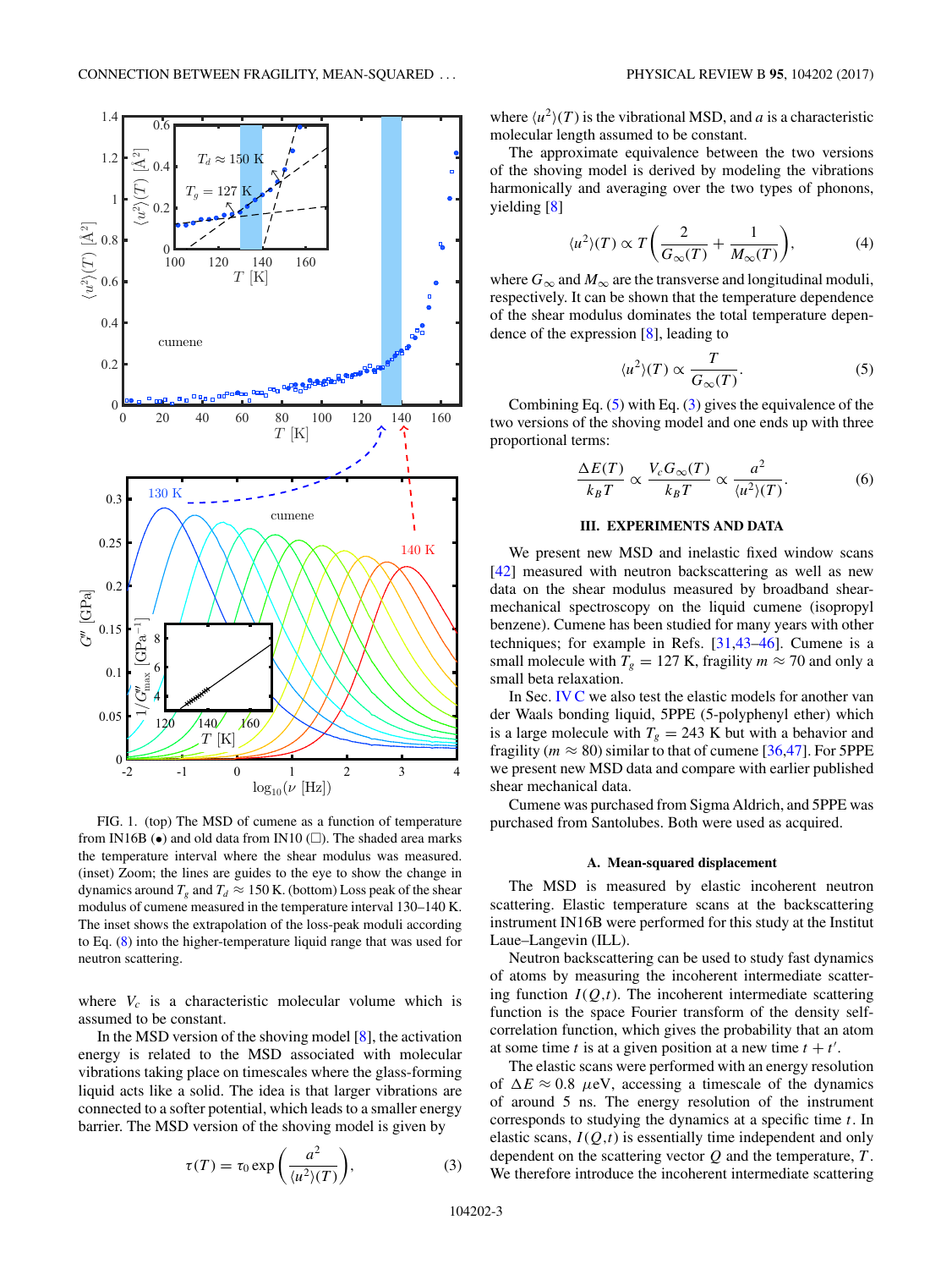FIG. 1. (top) The MSD of cumene as a function of temperature from IN16B (•) and old data from IN10 (□). The shaded area marks the temperature interval where the shear modulus was measured. (inset) Zoom; the lines are guides to the eye to show the change in dynamics around $T_g$ and $T_d \approx 150$ K. (bottom) Loss peak of the shear modulus of cumene measured in the temperature interval 130–140 K. The inset shows the extrapolation of the loss-peak moduli according to Eq. (8) into the higher-temperature liquid range that was used for neutron scattering.

where $V_c$ is a characteristic molecular volume which is assumed to be constant.

In the MSD version of the shoving model [8], the activation energy is related to the MSD associated with molecular vibrations taking place on timescales where the glass-forming liquid acts like a solid. The idea is that larger vibrations are connected to a softer potential, which leads to a smaller energy barrier. The MSD version of the shoving model is given by

$$\tau(T) = \tau_0 \exp\left(\frac{a^2}{\langle u^2\rangle(T)}\right), \tag{3}$$

where $\langle u^2\rangle(T)$ is the vibrational MSD, and $a$ is a characteristic molecular length assumed to be constant.

The approximate equivalence between the two versions of the shoving model is derived by modeling the vibrations harmonically and averaging over the two types of phonons, yielding [8]

$$\langle u^2\rangle(T) \propto T\left(\frac{2}{G_\infty(T)} + \frac{1}{M_\infty(T)}\right), \tag{4}$$

where $G_\infty$ and $M_\infty$ are the transverse and longitudinal moduli, respectively. It can be shown that the temperature dependence of the shear modulus dominates the total temperature dependence of the expression [8], leading to

$$\langle u^2\rangle(T) \propto \frac{T}{G_\infty(T)}. \tag{5}$$

Combining Eq. (5) with Eq. (3) gives the equivalence of the two versions of the shoving model and one ends up with three proportional terms:

$$\frac{\Delta E(T)}{k_B T} \propto \frac{V_c G_\infty(T)}{k_B T} \propto \frac{a^2}{\langle u^2\rangle(T)}. \tag{6}$$

## III. EXPERIMENTS AND DATA

We present new MSD and inelastic fixed window scans [42] measured with neutron backscattering as well as new data on the shear modulus measured by broadband shear-mechanical spectroscopy on the liquid cumene (isopropyl benzene). Cumene has been studied for many years with other techniques; for example in Refs. [31,43–46]. Cumene is a small molecule with $T_g = 127$ K, fragility $m \approx 70$ and only a small beta relaxation.

In Sec. IV C we also test the elastic models for another van der Waals bonding liquid, 5PPE (5-polyphenyl ether) which is a large molecule with $T_g = 243$ K but with a behavior and fragility ($m \approx 80$) similar to that of cumene [36,47]. For 5PPE we present new MSD data and compare with earlier published shear mechanical data.

Cumene was purchased from Sigma Aldrich, and 5PPE was purchased from Santolubes. Both were used as acquired.

### A. Mean-squared displacement

The MSD is measured by elastic incoherent neutron scattering. Elastic temperature scans at the backscattering instrument IN16B were performed for this study at the Institut Laue–Langevin (ILL).

Neutron backscattering can be used to study fast dynamics of atoms by measuring the incoherent intermediate scattering function $I(Q,t)$. The incoherent intermediate scattering function is the space Fourier transform of the density self-correlation function, which gives the probability that an atom at some time $t$ is at a given position at a new time $t + t'$.

The elastic scans were performed with an energy resolution of $\Delta E \approx 0.8$ $\mu$eV, accessing a timescale of the dynamics of around 5 ns. The energy resolution of the instrument corresponds to studying the dynamics at a specific time $t$. In elastic scans, $I(Q,t)$ is essentially time independent and only dependent on the scattering vector $Q$ and the temperature, $T$. We therefore introduce the incoherent intermediate scattering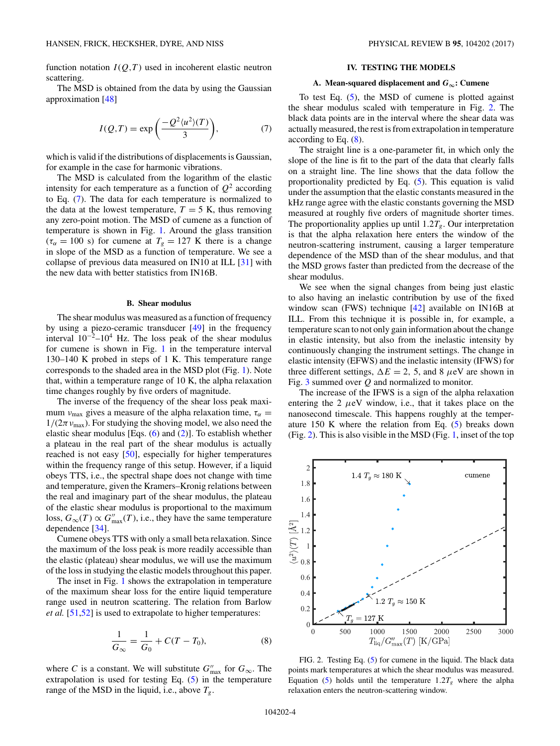function notation $I(Q,T)$ used in incoherent elastic neutron scattering.

The MSD is obtained from the data by using the Gaussian approximation [48]

$$I(Q,T) = \exp\left(\frac{-Q^2\langle u^2\rangle(T)}{3}\right), \tag{7}$$

which is valid if the distributions of displacements is Gaussian, for example in the case for harmonic vibrations.

The MSD is calculated from the logarithm of the elastic intensity for each temperature as a function of $Q^2$ according to Eq. (7). The data for each temperature is normalized to the data at the lowest temperature, $T = 5$ K, thus removing any zero-point motion. The MSD of cumene as a function of temperature is shown in Fig. 1. Around the glass transition ($\tau_\alpha = 100$ s) for cumene at $T_g = 127$ K there is a change in slope of the MSD as a function of temperature. We see a collapse of previous data measured on IN10 at ILL [31] with the new data with better statistics from IN16B.

### B. Shear modulus

The shear modulus was measured as a function of frequency by using a piezo-ceramic transducer [49] in the frequency interval $10^{-2}$–$10^4$ Hz. The loss peak of the shear modulus for cumene is shown in Fig. 1 in the temperature interval 130–140 K probed in steps of 1 K. This temperature range corresponds to the shaded area in the MSD plot (Fig. 1). Note that, within a temperature range of 10 K, the alpha relaxation time changes roughly by five orders of magnitude.

The inverse of the frequency of the shear loss peak maximum $\nu_{\text{max}}$ gives a measure of the alpha relaxation time, $\tau_\alpha = 1/(2\pi\nu_{\text{max}})$. For studying the shoving model, we also need the elastic shear modulus [Eqs. (6) and (2)]. To establish whether a plateau in the real part of the shear modulus is actually reached is not easy [50], especially for higher temperatures within the frequency range of this setup. However, if a liquid obeys TTS, i.e., the spectral shape does not change with time and temperature, given the Kramers–Kronig relations between the real and imaginary part of the shear modulus, the plateau of the elastic shear modulus is proportional to the maximum loss, $G_\infty(T) \propto G''_{\text{max}}(T)$, i.e., they have the same temperature dependence [34].

Cumene obeys TTS with only a small beta relaxation. Since the maximum of the loss peak is more readily accessible than the elastic (plateau) shear modulus, we will use the maximum of the loss in studying the elastic models throughout this paper.

The inset in Fig. 1 shows the extrapolation in temperature of the maximum shear loss for the entire liquid temperature range used in neutron scattering. The relation from Barlow *et al.* [51,52] is used to extrapolate to higher temperatures:

$$\frac{1}{G_\infty} = \frac{1}{G_0} + C(T - T_0), \tag{8}$$

where $C$ is a constant. We will substitute $G''_{\text{max}}$ for $G_\infty$. The extrapolation is used for testing Eq. (5) in the temperature range of the MSD in the liquid, i.e., above $T_g$.

## IV. TESTING THE MODELS

### A. Mean-squared displacement and $G_\infty$: Cumene

To test Eq. (5), the MSD of cumene is plotted against the shear modulus scaled with temperature in Fig. 2. The black data points are in the interval where the shear data was actually measured, the rest is from extrapolation in temperature according to Eq. (8).

The straight line is a one-parameter fit, in which only the slope of the line is fit to the part of the data that clearly falls on a straight line. The line shows that the data follow the proportionality predicted by Eq. (5). This equation is valid under the assumption that the elastic constants measured in the kHz range agree with the elastic constants governing the MSD measured at roughly five orders of magnitude shorter times. The proportionality applies up until $1.2T_g$. Our interpretation is that the alpha relaxation here enters the window of the neutron-scattering instrument, causing a larger temperature dependence of the MSD than of the shear modulus, and that the MSD grows faster than predicted from the decrease of the shear modulus.

We see when the signal changes from being just elastic to also having an inelastic contribution by use of the fixed window scan (FWS) technique [42] available on IN16B at ILL. From this technique it is possible in, for example, a temperature scan to not only gain information about the change in elastic intensity, but also from the inelastic intensity by continuously changing the instrument settings. The change in elastic intensity (EFWS) and the inelastic intensity (IFWS) for three different settings, $\Delta E = 2$, 5, and 8 $\mu$eV are shown in Fig. 3 summed over $Q$ and normalized to monitor.

The increase of the IFWS is a sign of the alpha relaxation entering the 2 $\mu$eV window, i.e., that it takes place on the nanosecond timescale. This happens roughly at the temperature 150 K where the relation from Eq. (5) breaks down (Fig. 2). This is also visible in the MSD (Fig. 1, inset of the top

FIG. 2. Testing Eq. (5) for cumene in the liquid. The black data points mark temperatures at which the shear modulus was measured. Equation (5) holds until the temperature $1.2T_g$ where the alpha relaxation enters the neutron-scattering window.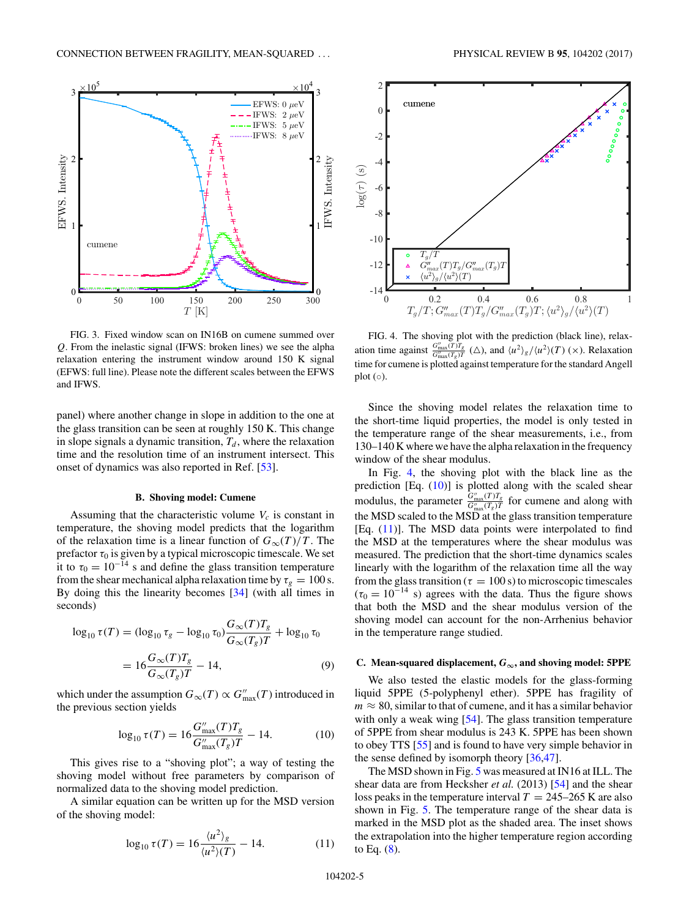FIG. 3. Fixed window scan on IN16B on cumene summed over $Q$. From the inelastic signal (IFWS: broken lines) we see the alpha relaxation entering the instrument window around 150 K signal (EFWS: full line). Please note the different scales between the EFWS and IFWS.

FIG. 4. The shoving plot with the prediction (black line), relaxation time against $\frac{G''_{\max}(T)T_g}{G''_{\max}(T_g)T}$ (△), and $\langle u^2\rangle_g/\langle u^2\rangle(T)$ (×). Relaxation time for cumene is plotted against temperature for the standard Angell plot (○).

panel) where another change in slope in addition to the one at the glass transition can be seen at roughly 150 K. This change in slope signals a dynamic transition, $T_d$, where the relaxation time and the resolution time of an instrument intersect. This onset of dynamics was also reported in Ref. [53].

### B. Shoving model: Cumene

Assuming that the characteristic volume $V_c$ is constant in temperature, the shoving model predicts that the logarithm of the relaxation time is a linear function of $G_\infty(T)/T$. The prefactor $\tau_0$ is given by a typical microscopic timescale. We set it to $\tau_0 = 10^{-14}$ s and define the glass transition temperature from the shear mechanical alpha relaxation time by $\tau_g = 100$ s. By doing this the linearity becomes [34] (with all times in seconds)

$$\log_{10}\tau(T) = (\log_{10}\tau_g - \log_{10}\tau_0)\frac{G_\infty(T)T_g}{G_\infty(T_g)T} + \log_{10}\tau_0$$
$$= 16\frac{G_\infty(T)T_g}{G_\infty(T_g)T} - 14, \tag{9}$$

which under the assumption $G_\infty(T) \propto G''_{\max}(T)$ introduced in the previous section yields

$$\log_{10}\tau(T) = 16\frac{G''_{\max}(T)T_g}{G''_{\max}(T_g)T} - 14. \tag{10}$$

This gives rise to a "shoving plot"; a way of testing the shoving model without free parameters by comparison of normalized data to the shoving model prediction.

A similar equation can be written up for the MSD version of the shoving model:

$$\log_{10}\tau(T) = 16\frac{\langle u^2\rangle_g}{\langle u^2\rangle(T)} - 14. \tag{11}$$

Since the shoving model relates the relaxation time to the short-time liquid properties, the model is only tested in the temperature range of the shear measurements, i.e., from 130–140 K where we have the alpha relaxation in the frequency window of the shear modulus.

In Fig. 4, the shoving plot with the black line as the prediction [Eq. (10)] is plotted along with the scaled shear modulus, the parameter $\frac{G''_{\max}(T)T_g}{G''_{\max}(T_g)T}$ for cumene and along with the MSD scaled to the MSD at the glass transition temperature [Eq. (11)]. The MSD data points were interpolated to find the MSD at the temperatures where the shear modulus was measured. The prediction that the short-time dynamics scales linearly with the logarithm of the relaxation time all the way from the glass transition ($\tau = 100$ s) to microscopic timescales ($\tau_0 = 10^{-14}$ s) agrees with the data. Thus the figure shows that both the MSD and the shear modulus version of the shoving model can account for the non-Arrhenius behavior in the temperature range studied.

### C. Mean-squared displacement, $G_\infty$, and shoving model: 5PPE

We also tested the elastic models for the glass-forming liquid 5PPE (5-polyphenyl ether). 5PPE has fragility of $m \approx 80$, similar to that of cumene, and it has a similar behavior with only a weak wing [54]. The glass transition temperature of 5PPE from shear modulus is 243 K. 5PPE has been shown to obey TTS [55] and is found to have very simple behavior in the sense defined by isomorph theory [36,47].

The MSD shown in Fig. 5 was measured at IN16 at ILL. The shear data are from Hecksher *et al.* (2013) [54] and the shear loss peaks in the temperature interval $T = 245$–$265$ K are also shown in Fig. 5. The temperature range of the shear data is marked in the MSD plot as the shaded area. The inset shows the extrapolation into the higher temperature region according to Eq. (8).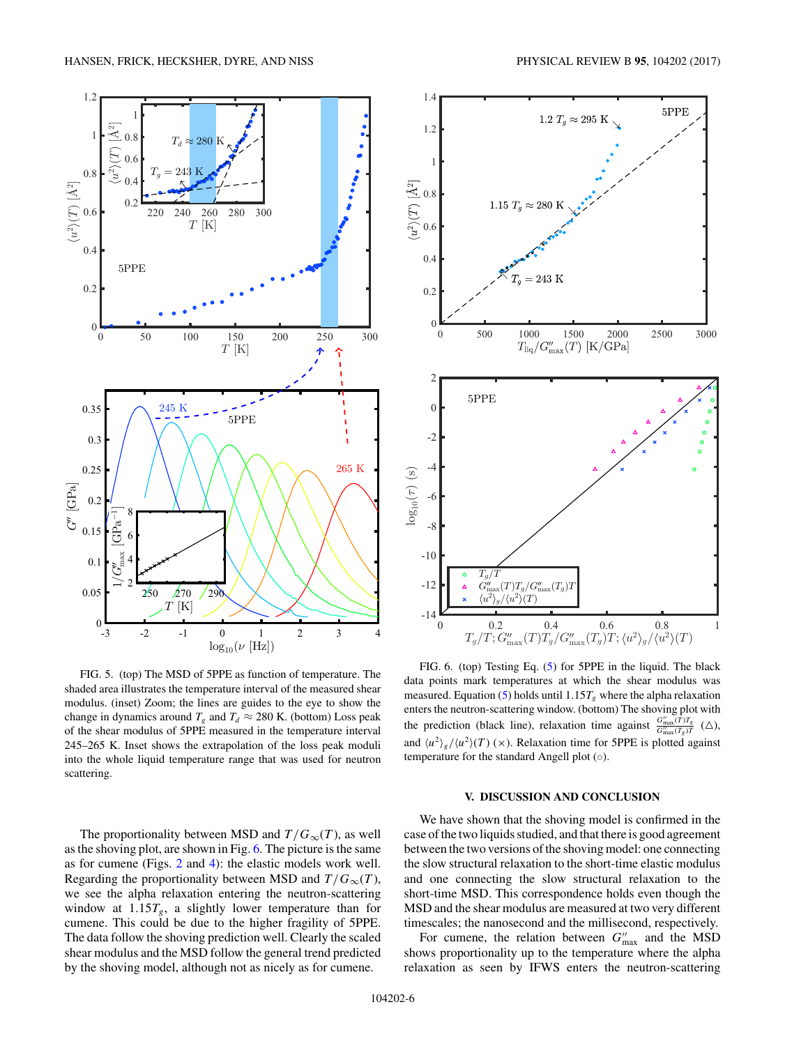FIG. 5. (top) The MSD of 5PPE as function of temperature. The shaded area illustrates the temperature interval of the measured shear modulus. (inset) Zoom; the lines are guides to the eye to show the change in dynamics around $T_g$ and $T_d \approx 280$ K. (bottom) Loss peak of the shear modulus of 5PPE measured in the temperature interval 245–265 K. Inset shows the extrapolation of the loss peak moduli into the whole liquid temperature range that was used for neutron scattering.

FIG. 6. (top) Testing Eq. (5) for 5PPE in the liquid. The black data points mark temperatures at which the shear modulus was measured. Equation (5) holds until $1.15T_g$ where the alpha relaxation enters the neutron-scattering window. (bottom) The shoving plot with the prediction (black line), relaxation time against $\frac{G''_{\max}(T)T_g}{G''_{\max}(T_g)T}$ (△), and $\langle u^2\rangle_g/\langle u^2\rangle(T)$ (×). Relaxation time for 5PPE is plotted against temperature for the standard Angell plot (○).

The proportionality between MSD and $T/G_\infty(T)$, as well as the shoving plot, are shown in Fig. 6. The picture is the same as for cumene (Figs. 2 and 4): the elastic models work well. Regarding the proportionality between MSD and $T/G_\infty(T)$, we see the alpha relaxation entering the neutron-scattering window at $1.15T_g$, a slightly lower temperature than for cumene. This could be due to the higher fragility of 5PPE. The data follow the shoving prediction well. Clearly the scaled shear modulus and the MSD follow the general trend predicted by the shoving model, although not as nicely as for cumene.

## V. DISCUSSION AND CONCLUSION

We have shown that the shoving model is confirmed in the case of the two liquids studied, and that there is good agreement between the two versions of the shoving model: one connecting the slow structural relaxation to the short-time elastic modulus and one connecting the slow structural relaxation to the short-time MSD. This correspondence holds even though the MSD and the shear modulus are measured at two very different timescales; the nanosecond and the millisecond, respectively.

For cumene, the relation between $G''_{\max}$ and the MSD shows proportionality up to the temperature where the alpha relaxation as seen by IFWS enters the neutron-scattering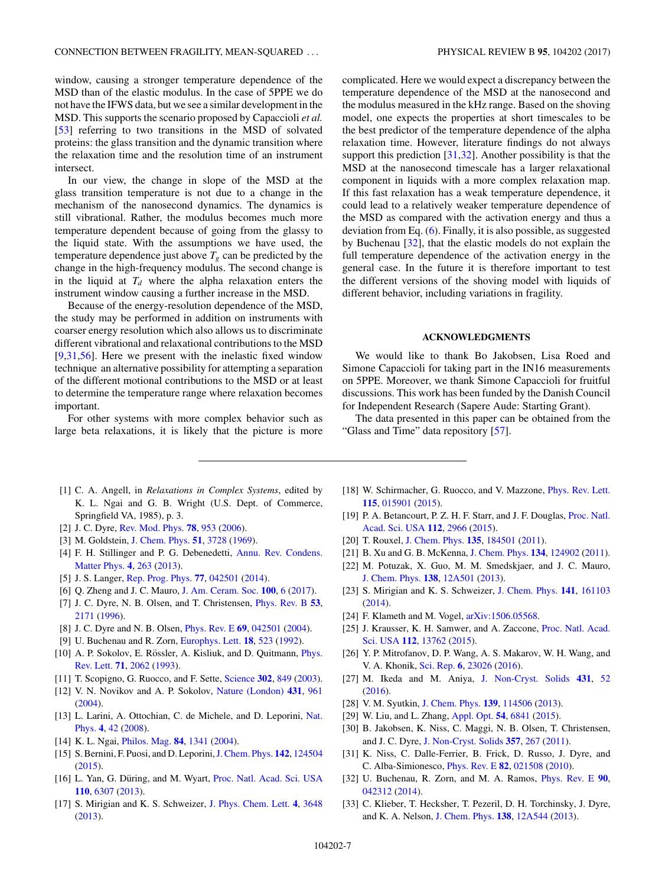window, causing a stronger temperature dependence of the MSD than of the elastic modulus. In the case of 5PPE we do not have the IFWS data, but we see a similar development in the MSD. This supports the scenario proposed by Capaccioli *et al.* [53] referring to two transitions in the MSD of solvated proteins: the glass transition and the dynamic transition where the relaxation time and the resolution time of an instrument intersect.

In our view, the change in slope of the MSD at the glass transition temperature is not due to a change in the mechanism of the nanosecond dynamics. The dynamics is still vibrational. Rather, the modulus becomes much more temperature dependent because of going from the glassy to the liquid state. With the assumptions we have used, the temperature dependence just above $T_g$ can be predicted by the change in the high-frequency modulus. The second change is in the liquid at $T_d$ where the alpha relaxation enters the instrument window causing a further increase in the MSD.

Because of the energy-resolution dependence of the MSD, the study may be performed in addition on instruments with coarser energy resolution which also allows us to discriminate different vibrational and relaxational contributions to the MSD [9,31,56]. Here we present with the inelastic fixed window technique an alternative possibility for attempting a separation of the different motional contributions to the MSD or at least to determine the temperature range where relaxation becomes important.

For other systems with more complex behavior such as large beta relaxations, it is likely that the picture is more complicated. Here we would expect a discrepancy between the temperature dependence of the MSD at the nanosecond and the modulus measured in the kHz range. Based on the shoving model, one expects the properties at short timescales to be the best predictor of the temperature dependence of the alpha relaxation time. However, literature findings do not always support this prediction [31,32]. Another possibility is that the MSD at the nanosecond timescale has a larger relaxational component in liquids with a more complex relaxation map. If this fast relaxation has a weak temperature dependence, it could lead to a relatively weaker temperature dependence of the MSD as compared with the activation energy and thus a deviation from Eq. (6). Finally, it is also possible, as suggested by Buchenau [32], that the elastic models do not explain the full temperature dependence of the activation energy in the general case. In the future it is therefore important to test the different versions of the shoving model with liquids of different behavior, including variations in fragility.

## ACKNOWLEDGMENTS

We would like to thank Bo Jakobsen, Lisa Roed and Simone Capaccioli for taking part in the IN16 measurements on 5PPE. Moreover, we thank Simone Capaccioli for fruitful discussions. This work has been funded by the Danish Council for Independent Research (Sapere Aude: Starting Grant).

The data presented in this paper can be obtained from the "Glass and Time" data repository [57].

---

[1] C. A. Angell, in *Relaxations in Complex Systems*, edited by K. L. Ngai and G. B. Wright (U.S. Dept. of Commerce, Springfield VA, 1985), p. 3.

[2] J. C. Dyre, Rev. Mod. Phys. **78**, 953 (2006).

[3] M. Goldstein, J. Chem. Phys. **51**, 3728 (1969).

[4] F. H. Stillinger and P. G. Debenedetti, Annu. Rev. Condens. Matter Phys. **4**, 263 (2013).

[5] J. S. Langer, Rep. Prog. Phys. **77**, 042501 (2014).

[6] Q. Zheng and J. C. Mauro, J. Am. Ceram. Soc. **100**, 6 (2017).

[7] J. C. Dyre, N. B. Olsen, and T. Christensen, Phys. Rev. B **53**, 2171 (1996).

[8] J. C. Dyre and N. B. Olsen, Phys. Rev. E **69**, 042501 (2004).

[9] U. Buchenau and R. Zorn, Europhys. Lett. **18**, 523 (1992).

[10] A. P. Sokolov, E. Rössler, A. Kisliuk, and D. Quitmann, Phys. Rev. Lett. **71**, 2062 (1993).

[11] T. Scopigno, G. Ruocco, and F. Sette, Science **302**, 849 (2003).

[12] V. N. Novikov and A. P. Sokolov, Nature (London) **431**, 961 (2004).

[13] L. Larini, A. Ottochian, C. de Michele, and D. Leporini, Nat. Phys. **4**, 42 (2008).

[14] K. L. Ngai, Philos. Mag. **84**, 1341 (2004).

[15] S. Bernini, F. Puosi, and D. Leporini, J. Chem. Phys. **142**, 124504 (2015).

[16] L. Yan, G. Düring, and M. Wyart, Proc. Natl. Acad. Sci. USA **110**, 6307 (2013).

[17] S. Mirigian and K. S. Schweizer, J. Phys. Chem. Lett. **4**, 3648 (2013).

[18] W. Schirmacher, G. Ruocco, and V. Mazzone, Phys. Rev. Lett. **115**, 015901 (2015).

[19] P. A. Betancourt, P. Z. H. F. Starr, and J. F. Douglas, Proc. Natl. Acad. Sci. USA **112**, 2966 (2015).

[20] T. Rouxel, J. Chem. Phys. **135**, 184501 (2011).

[21] B. Xu and G. B. McKenna, J. Chem. Phys. **134**, 124902 (2011).

[22] M. Potuzak, X. Guo, M. M. Smedskjaer, and J. C. Mauro, J. Chem. Phys. **138**, 12A501 (2013).

[23] S. Mirigian and K. S. Schweizer, J. Chem. Phys. **141**, 161103 (2014).

[24] F. Klameth and M. Vogel, arXiv:1506.05568.

[25] J. Krausser, K. H. Samwer, and A. Zaccone, Proc. Natl. Acad. Sci. USA **112**, 13762 (2015).

[26] Y. P. Mitrofanov, D. P. Wang, A. S. Makarov, W. H. Wang, and V. A. Khonik, Sci. Rep. **6**, 23026 (2016).

[27] M. Ikeda and M. Aniya, J. Non-Cryst. Solids **431**, 52 (2016).

[28] V. M. Syutkin, J. Chem. Phys. **139**, 114506 (2013).

[29] W. Liu, and L. Zhang, Appl. Opt. **54**, 6841 (2015).

[30] B. Jakobsen, K. Niss, C. Maggi, N. B. Olsen, T. Christensen, and J. C. Dyre, J. Non-Cryst. Solids **357**, 267 (2011).

[31] K. Niss, C. Dalle-Ferrier, B. Frick, D. Russo, J. Dyre, and C. Alba-Simionesco, Phys. Rev. E **82**, 021508 (2010).

[32] U. Buchenau, R. Zorn, and M. A. Ramos, Phys. Rev. E **90**, 042312 (2014).

[33] C. Klieber, T. Hecksher, T. Pezeril, D. H. Torchinsky, J. Dyre, and K. A. Nelson, J. Chem. Phys. **138**, 12A544 (2013).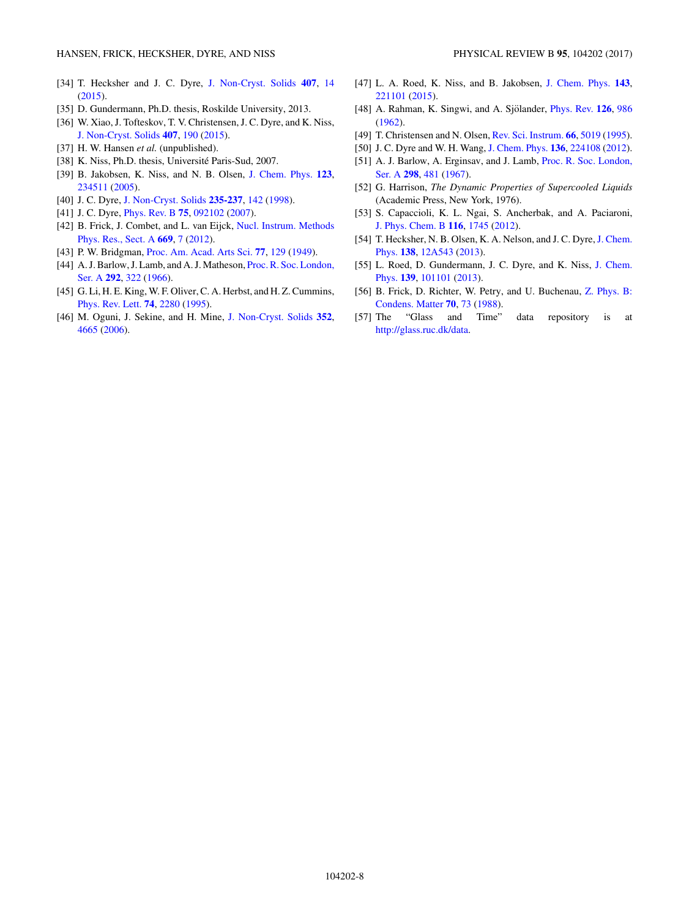[34] T. Hecksher and J. C. Dyre, J. Non-Cryst. Solids **407**, 14 (2015).

[35] D. Gundermann, Ph.D. thesis, Roskilde University, 2013.

[36] W. Xiao, J. Tofteskov, T. V. Christensen, J. C. Dyre, and K. Niss, J. Non-Cryst. Solids **407**, 190 (2015).

[37] H. W. Hansen *et al.* (unpublished).

[38] K. Niss, Ph.D. thesis, Université Paris-Sud, 2007.

[39] B. Jakobsen, K. Niss, and N. B. Olsen, J. Chem. Phys. **123**, 234511 (2005).

[40] J. C. Dyre, J. Non-Cryst. Solids **235-237**, 142 (1998).

[41] J. C. Dyre, Phys. Rev. B **75**, 092102 (2007).

[42] B. Frick, J. Combet, and L. van Eijck, Nucl. Instrum. Methods Phys. Res., Sect. A **669**, 7 (2012).

[43] P. W. Bridgman, Proc. Am. Acad. Arts Sci. **77**, 129 (1949).

[44] A. J. Barlow, J. Lamb, and A. J. Matheson, Proc. R. Soc. London, Ser. A **292**, 322 (1966).

[45] G. Li, H. E. King, W. F. Oliver, C. A. Herbst, and H. Z. Cummins, Phys. Rev. Lett. **74**, 2280 (1995).

[46] M. Oguni, J. Sekine, and H. Mine, J. Non-Cryst. Solids **352**, 4665 (2006).

[47] L. A. Roed, K. Niss, and B. Jakobsen, J. Chem. Phys. **143**, 221101 (2015).

[48] A. Rahman, K. Singwi, and A. Sjölander, Phys. Rev. **126**, 986 (1962).

[49] T. Christensen and N. Olsen, Rev. Sci. Instrum. **66**, 5019 (1995).

[50] J. C. Dyre and W. H. Wang, J. Chem. Phys. **136**, 224108 (2012).

[51] A. J. Barlow, A. Erginsav, and J. Lamb, Proc. R. Soc. London, Ser. A **298**, 481 (1967).

[52] G. Harrison, *The Dynamic Properties of Supercooled Liquids* (Academic Press, New York, 1976).

[53] S. Capaccioli, K. L. Ngai, S. Ancherbak, and A. Paciaroni, J. Phys. Chem. B **116**, 1745 (2012).

[54] T. Hecksher, N. B. Olsen, K. A. Nelson, and J. C. Dyre, J. Chem. Phys. **138**, 12A543 (2013).

[55] L. Roed, D. Gundermann, J. C. Dyre, and K. Niss, J. Chem. Phys. **139**, 101101 (2013).

[56] B. Frick, D. Richter, W. Petry, and U. Buchenau, Z. Phys. B: Condens. Matter **70**, 73 (1988).

[57] The "Glass and Time" data repository is at http://glass.ruc.dk/data.